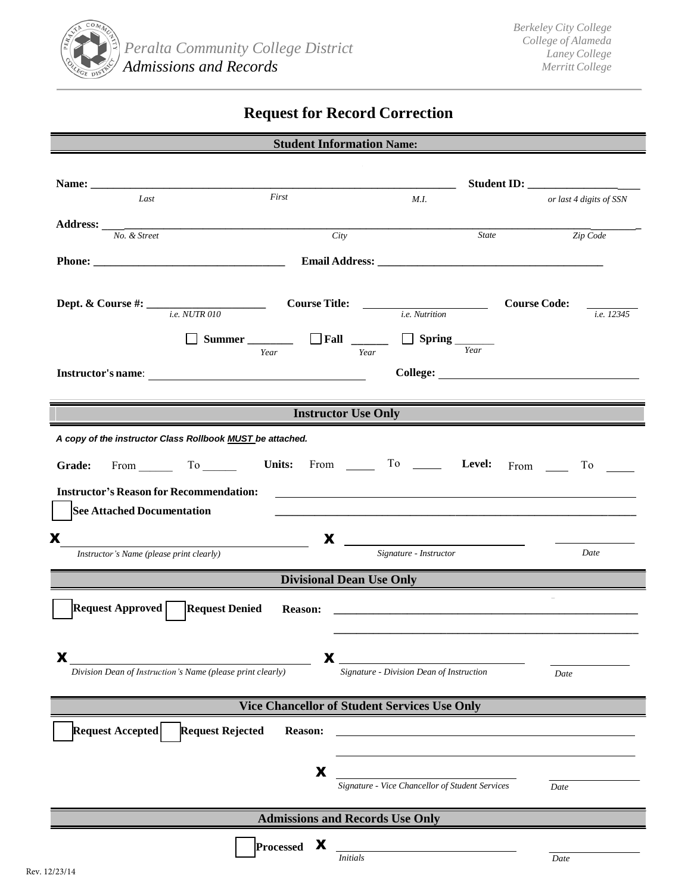Peralta Community College District
*Admissions and Records*

*Berkeley City College*
*College of Alameda*
*Laney College*
*Merritt College*

# Request for Record Correction

## Student Information Name:

**Name:** ______________________________________________ **Student ID:** ________________
*Last* *First* *M.I.* *or last 4 digits of SSN*

**Address:** ________________________________________________________________
*No. & Street* *City* *State* *Zip Code*

**Phone:** __________________________ **Email Address:** ______________________________

**Dept. & Course #:** ________________ **Course Title:** ________________ **Course Code:** ________
*i.e. NUTR 010* *i.e. Nutrition* *i.e. 12345*

☐ **Summer** ________ ☐ **Fall** ______ ☐ **Spring** _______
*Year* *Year* *Year*

**Instructor's name**: ______________________________ **College:** ______________________________

## Instructor Use Only

***A copy of the instructor Class Rollbook MUST be attached.***

**Grade:** From ______ To ______ **Units:** From _____ To _____ **Level:** From ____ To ____

**Instructor's Reason for Recommendation:** ______________________________________________

☐ **See Attached Documentation** ______________________________________________

**X** ______________________________ **X** ______________________________ ____________
*Instructor's Name (please print clearly)* *Signature - Instructor* *Date*

## Divisional Dean Use Only

☐ **Request Approved** ☐ **Request Denied** **Reason:** ______________________________________________

______________________________________________

**X** ______________________________ **X** ______________________________ ____________
*Division Dean of Instruction's Name (please print clearly)* *Signature - Division Dean of Instruction* *Date*

## Vice Chancellor of Student Services Use Only

☐ **Request Accepted** ☐ **Request Rejected** **Reason:** ______________________________________________

______________________________________________

**X** ______________________________ ____________
*Signature - Vice Chancellor of Student Services* *Date*

## Admissions and Records Use Only

☐ **Processed** **X** ______________________________ ____________
*Initials* *Date*

Rev. 12/23/14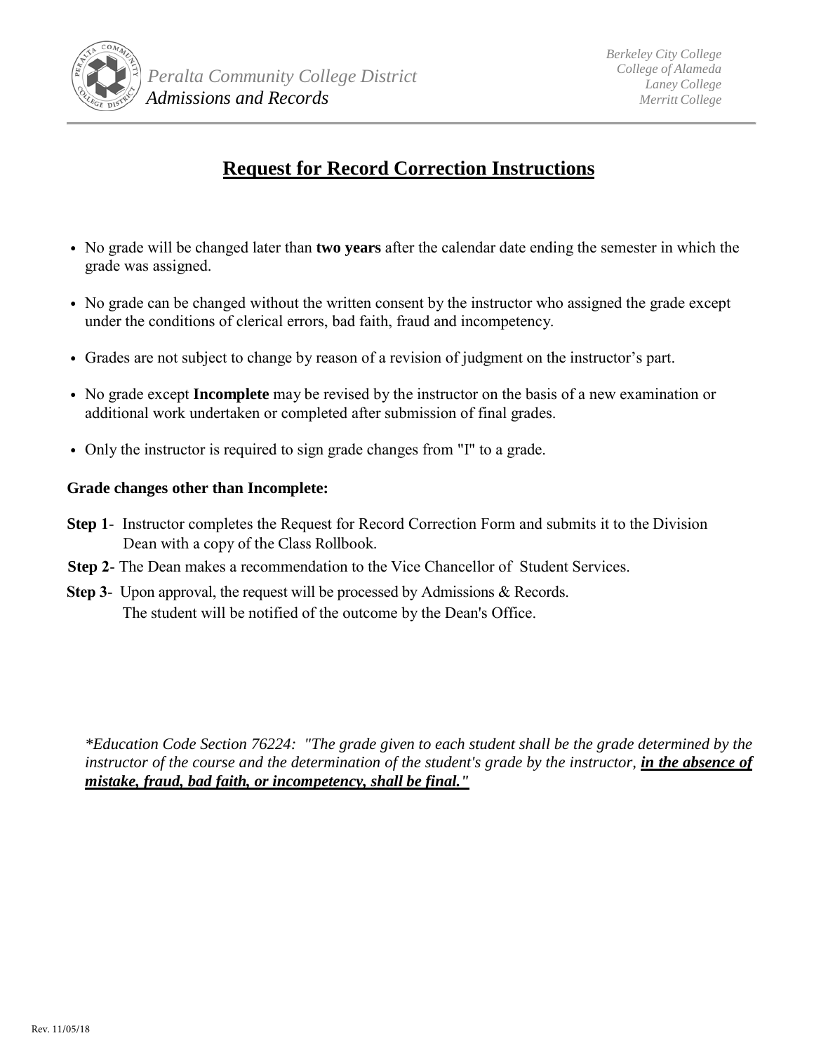Peralta Community College District
Admissions and Records

Berkeley City College
College of Alameda
Laney College
Merritt College

# Request for Record Correction Instructions

- No grade will be changed later than **two years** after the calendar date ending the semester in which the grade was assigned.
- No grade can be changed without the written consent by the instructor who assigned the grade except under the conditions of clerical errors, bad faith, fraud and incompetency.
- Grades are not subject to change by reason of a revision of judgment on the instructor's part.
- No grade except **Incomplete** may be revised by the instructor on the basis of a new examination or additional work undertaken or completed after submission of final grades.
- Only the instructor is required to sign grade changes from "I" to a grade.

**Grade changes other than Incomplete:**

**Step 1**- Instructor completes the Request for Record Correction Form and submits it to the Division Dean with a copy of the Class Rollbook.

**Step 2**- The Dean makes a recommendation to the Vice Chancellor of Student Services.

**Step 3**- Upon approval, the request will be processed by Admissions & Records. The student will be notified of the outcome by the Dean's Office.

*\*Education Code Section 76224: "The grade given to each student shall be the grade determined by the instructor of the course and the determination of the student's grade by the instructor,* ***in the absence of mistake, fraud, bad faith, or incompetency, shall be final."***

Rev. 11/05/18